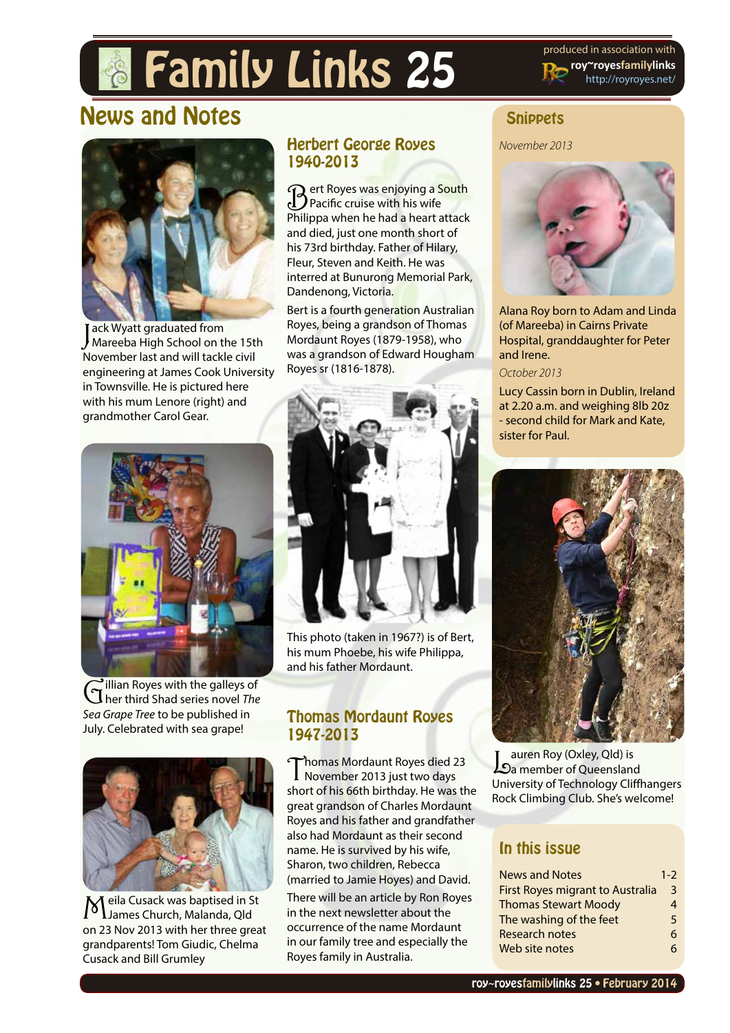# Family Links 25

produced in association with
**roy~royesfamilylinks**
http://royroyes.net/

## News and Notes

Jack Wyatt graduated from Mareeba High School on the 15th November last and will tackle civil engineering at James Cook University in Townsville. He is pictured here with his mum Lenore (right) and grandmother Carol Gear.

Gillian Royes with the galleys of her third Shad series novel *The Sea Grape Tree* to be published in July. Celebrated with sea grape!

Meila Cusack was baptised in St James Church, Malanda, Qld on 23 Nov 2013 with her three great grandparents! Tom Giudic, Chelma Cusack and Bill Grumley

### Herbert George Royes 1940-2013

Bert Royes was enjoying a South Pacific cruise with his wife Philippa when he had a heart attack and died, just one month short of his 73rd birthday. Father of Hilary, Fleur, Steven and Keith. He was interred at Bunurong Memorial Park, Dandenong, Victoria.

Bert is a fourth generation Australian Royes, being a grandson of Thomas Mordaunt Royes (1879-1958), who was a grandson of Edward Hougham Royes sr (1816-1878).

This photo (taken in 1967?) is of Bert, his mum Phoebe, his wife Philippa, and his father Mordaunt.

### Thomas Mordaunt Royes 1947-2013

Thomas Mordaunt Royes died 23 November 2013 just two days short of his 66th birthday. He was the great grandson of Charles Mordaunt Royes and his father and grandfather also had Mordaunt as their second name. He is survived by his wife, Sharon, two children, Rebecca (married to Jamie Hoyes) and David.

There will be an article by Ron Royes in the next newsletter about the occurrence of the name Mordaunt in our family tree and especially the Royes family in Australia.

### Snippets

*November 2013*

Alana Roy born to Adam and Linda (of Mareeba) in Cairns Private Hospital, granddaughter for Peter and Irene.

*October 2013*

Lucy Cassin born in Dublin, Ireland at 2.20 a.m. and weighing 8lb 2oz - second child for Mark and Kate, sister for Paul.

Lauren Roy (Oxley, Qld) is a member of Queensland University of Technology Cliffhangers Rock Climbing Club. She's welcome!

### In this issue

| | |
|---|---|
| News and Notes | 1-2 |
| First Royes migrant to Australia | 3 |
| Thomas Stewart Moody | 4 |
| The washing of the feet | 5 |
| Research notes | 6 |
| Web site notes | 6 |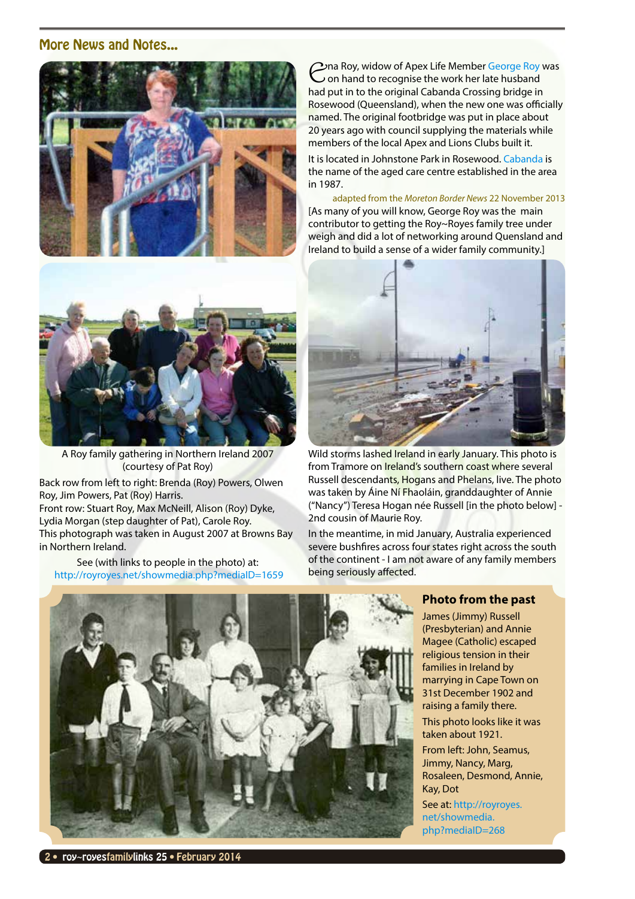## More News and Notes...

Edna Roy, widow of Apex Life Member George Roy was on hand to recognise the work her late husband had put in to the original Cabanda Crossing bridge in Rosewood (Queensland), when the new one was officially named. The original footbridge was put in place about 20 years ago with council supplying the materials while members of the local Apex and Lions Clubs built it.

It is located in Johnstone Park in Rosewood. Cabanda is the name of the aged care centre established in the area in 1987.

adapted from the *Moreton Border News* 22 November 2013

[As many of you will know, George Roy was the main contributor to getting the Roy~Royes family tree under weigh and did a lot of networking around Quensland and Ireland to build a sense of a wider family community.]

A Roy family gathering in Northern Ireland 2007 (courtesy of Pat Roy)

Back row from left to right: Brenda (Roy) Powers, Olwen Roy, Jim Powers, Pat (Roy) Harris.
Front row: Stuart Roy, Max McNeill, Alison (Roy) Dyke, Lydia Morgan (step daughter of Pat), Carole Roy.
This photograph was taken in August 2007 at Browns Bay in Northern Ireland.

See (with links to people in the photo) at: http://royroyes.net/showmedia.php?mediaID=1659

Wild storms lashed Ireland in early January. This photo is from Tramore on Ireland's southern coast where several Russell descendants, Hogans and Phelans, live. The photo was taken by Áine Ní Fhaoláin, granddaughter of Annie ("Nancy") Teresa Hogan née Russell [in the photo below] - 2nd cousin of Maurie Roy.

In the meantime, in mid January, Australia experienced severe bushfires across four states right across the south of the continent - I am not aware of any family members being seriously affected.

### Photo from the past

James (Jimmy) Russell (Presbyterian) and Annie Magee (Catholic) escaped religious tension in their families in Ireland by marrying in Cape Town on 31st December 1902 and raising a family there.

This photo looks like it was taken about 1921.

From left: John, Seamus, Jimmy, Nancy, Marg, Rosaleen, Desmond, Annie, Kay, Dot

See at: http://royroyes.net/showmedia.php?mediaID=268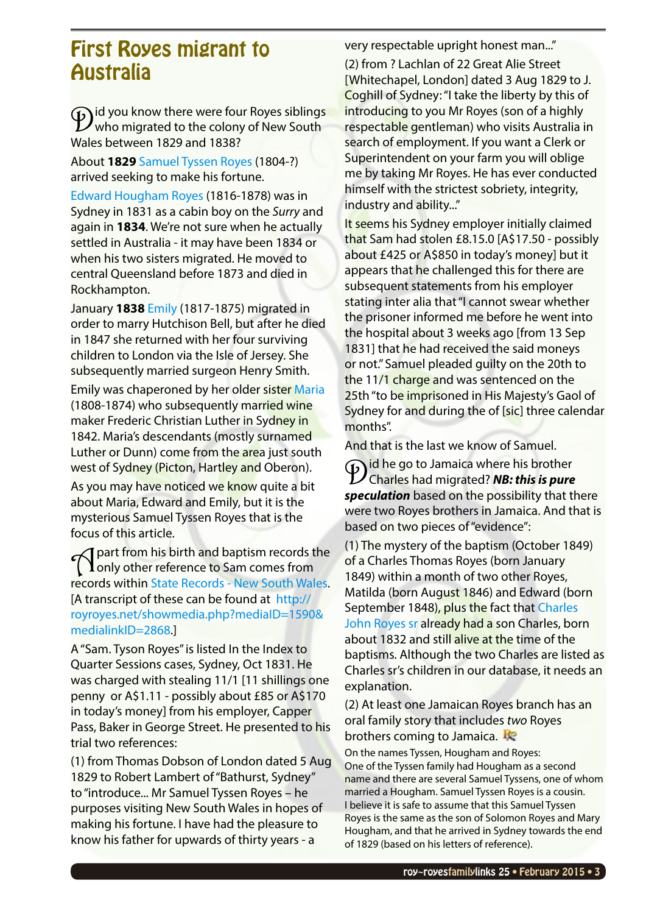# First Royes migrant to Australia

Did you know there were four Royes siblings who migrated to the colony of New South Wales between 1829 and 1838?

About **1829** Samuel Tyssen Royes (1804-?) arrived seeking to make his fortune.

Edward Hougham Royes (1816-1878) was in Sydney in 1831 as a cabin boy on the *Surry* and again in **1834**. We're not sure when he actually settled in Australia - it may have been 1834 or when his two sisters migrated. He moved to central Queensland before 1873 and died in Rockhampton.

January **1838** Emily (1817-1875) migrated in order to marry Hutchison Bell, but after he died in 1847 she returned with her four surviving children to London via the Isle of Jersey. She subsequently married surgeon Henry Smith.

Emily was chaperoned by her older sister Maria (1808-1874) who subsequently married wine maker Frederic Christian Luther in Sydney in 1842. Maria's descendants (mostly surnamed Luther or Dunn) come from the area just south west of Sydney (Picton, Hartley and Oberon).

As you may have noticed we know quite a bit about Maria, Edward and Emily, but it is the mysterious Samuel Tyssen Royes that is the focus of this article.

Apart from his birth and baptism records the only other reference to Sam comes from records within State Records - New South Wales. [A transcript of these can be found at http://royroyes.net/showmedia.php?mediaID=1590&medialinkID=2868.]

A "Sam. Tyson Royes" is listed In the Index to Quarter Sessions cases, Sydney, Oct 1831. He was charged with stealing 11/1 [11 shillings one penny or A$1.11 - possibly about £85 or A$170 in today's money] from his employer, Capper Pass, Baker in George Street. He presented to his trial two references:

(1) from Thomas Dobson of London dated 5 Aug 1829 to Robert Lambert of "Bathurst, Sydney" to "introduce... Mr Samuel Tyssen Royes – he purposes visiting New South Wales in hopes of making his fortune. I have had the pleasure to know his father for upwards of thirty years - a very respectable upright honest man..."

(2) from ? Lachlan of 22 Great Alie Street [Whitechapel, London] dated 3 Aug 1829 to J. Coghill of Sydney: "I take the liberty by this of introducing to you Mr Royes (son of a highly respectable gentleman) who visits Australia in search of employment. If you want a Clerk or Superintendent on your farm you will oblige me by taking Mr Royes. He has ever conducted himself with the strictest sobriety, integrity, industry and ability..."

It seems his Sydney employer initially claimed that Sam had stolen £8.15.0 [A$17.50 - possibly about £425 or A$850 in today's money] but it appears that he challenged this for there are subsequent statements from his employer stating inter alia that "I cannot swear whether the prisoner informed me before he went into the hospital about 3 weeks ago [from 13 Sep 1831] that he had received the said moneys or not." Samuel pleaded guilty on the 20th to the 11/1 charge and was sentenced on the 25th "to be imprisoned in His Majesty's Gaol of Sydney for and during the of [sic] three calendar months".

And that is the last we know of Samuel.

Did he go to Jamaica where his brother Charles had migrated? ***NB: this is pure speculation*** based on the possibility that there were two Royes brothers in Jamaica. And that is based on two pieces of "evidence":

(1) The mystery of the baptism (October 1849) of a Charles Thomas Royes (born January 1849) within a month of two other Royes, Matilda (born August 1846) and Edward (born September 1848), plus the fact that Charles John Royes sr already had a son Charles, born about 1832 and still alive at the time of the baptisms. Although the two Charles are listed as Charles sr's children in our database, it needs an explanation.

(2) At least one Jamaican Royes branch has an oral family story that includes *two* Royes brothers coming to Jamaica.

On the names Tyssen, Hougham and Royes:
One of the Tyssen family had Hougham as a second name and there are several Samuel Tyssens, one of whom married a Hougham. Samuel Tyssen Royes is a cousin. I believe it is safe to assume that this Samuel Tyssen Royes is the same as the son of Solomon Royes and Mary Hougham, and that he arrived in Sydney towards the end of 1829 (based on his letters of reference).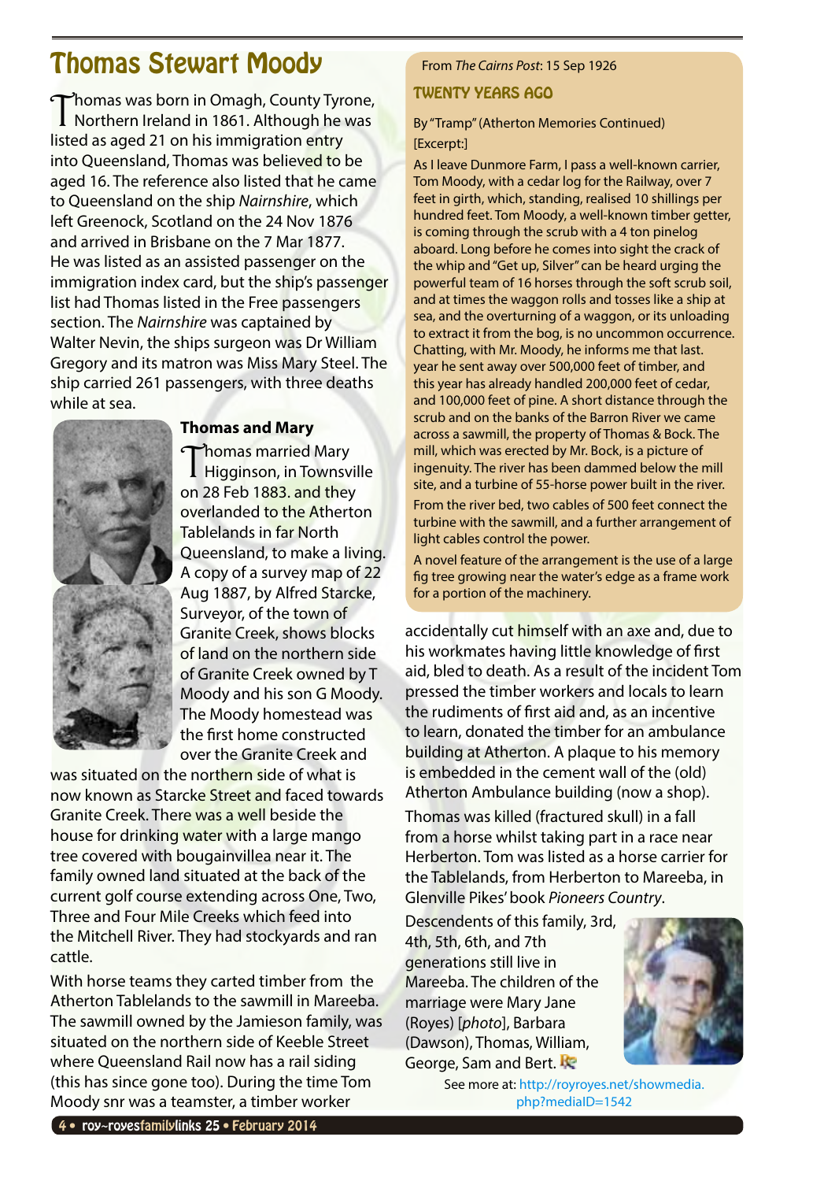# Thomas Stewart Moody

Thomas was born in Omagh, County Tyrone, Northern Ireland in 1861. Although he was listed as aged 21 on his immigration entry into Queensland, Thomas was believed to be aged 16. The reference also listed that he came to Queensland on the ship *Nairnshire*, which left Greenock, Scotland on the 24 Nov 1876 and arrived in Brisbane on the 7 Mar 1877. He was listed as an assisted passenger on the immigration index card, but the ship's passenger list had Thomas listed in the Free passengers section. The *Nairnshire* was captained by Walter Nevin, the ships surgeon was Dr William Gregory and its matron was Miss Mary Steel. The ship carried 261 passengers, with three deaths while at sea.

### Thomas and Mary

Thomas married Mary Higginson, in Townsville on 28 Feb 1883. and they overlanded to the Atherton Tablelands in far North Queensland, to make a living. A copy of a survey map of 22 Aug 1887, by Alfred Starcke, Surveyor, of the town of Granite Creek, shows blocks of land on the northern side of Granite Creek owned by T Moody and his son G Moody. The Moody homestead was the first home constructed over the Granite Creek and was situated on the northern side of what is now known as Starcke Street and faced towards Granite Creek. There was a well beside the house for drinking water with a large mango tree covered with bougainvillea near it. The family owned land situated at the back of the current golf course extending across One, Two, Three and Four Mile Creeks which feed into the Mitchell River. They had stockyards and ran cattle.

With horse teams they carted timber from the Atherton Tablelands to the sawmill in Mareeba. The sawmill owned by the Jamieson family, was situated on the northern side of Keeble Street where Queensland Rail now has a rail siding (this has since gone too). During the time Tom Moody snr was a teamster, a timber worker accidentally cut himself with an axe and, due to his workmates having little knowledge of first aid, bled to death. As a result of the incident Tom pressed the timber workers and locals to learn the rudiments of first aid and, as an incentive to learn, donated the timber for an ambulance building at Atherton. A plaque to his memory is embedded in the cement wall of the (old) Atherton Ambulance building (now a shop).

Thomas was killed (fractured skull) in a fall from a horse whilst taking part in a race near Herberton. Tom was listed as a horse carrier for the Tablelands, from Herberton to Mareeba, in Glenville Pikes' book *Pioneers Country*.

Descendents of this family, 3rd, 4th, 5th, 6th, and 7th generations still live in Mareeba. The children of the marriage were Mary Jane (Royes) [*photo*], Barbara (Dawson), Thomas, William, George, Sam and Bert.

See more at: http://royroyes.net/showmedia.php?mediaID=1542

---

From *The Cairns Post*: 15 Sep 1926

### TWENTY YEARS AGO

By "Tramp" (Atherton Memories Continued)
[Excerpt:]

As I leave Dunmore Farm, I pass a well-known carrier, Tom Moody, with a cedar log for the Railway, over 7 feet in girth, which, standing, realised 10 shillings per hundred feet. Tom Moody, a well-known timber getter, is coming through the scrub with a 4 ton pinelog aboard. Long before he comes into sight the crack of the whip and "Get up, Silver" can be heard urging the powerful team of 16 horses through the soft scrub soil, and at times the waggon rolls and tosses like a ship at sea, and the overturning of a waggon, or its unloading to extract it from the bog, is no uncommon occurrence. Chatting, with Mr. Moody, he informs me that last. year he sent away over 500,000 feet of timber, and this year has already handled 200,000 feet of cedar, and 100,000 feet of pine. A short distance through the scrub and on the banks of the Barron River we came across a sawmill, the property of Thomas & Bock. The mill, which was erected by Mr. Bock, is a picture of ingenuity. The river has been dammed below the mill site, and a turbine of 55-horse power built in the river.

From the river bed, two cables of 500 feet connect the turbine with the sawmill, and a further arrangement of light cables control the power.

A novel feature of the arrangement is the use of a large fig tree growing near the water's edge as a frame work for a portion of the machinery.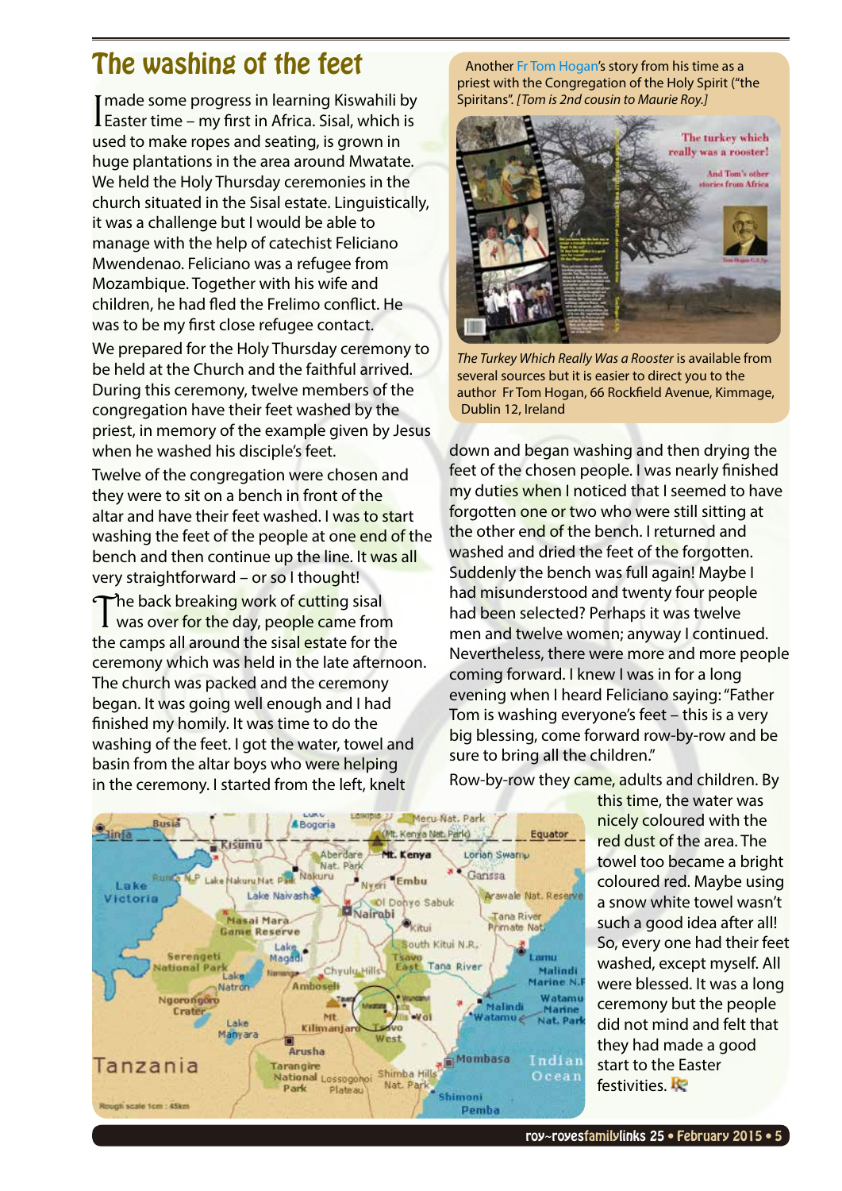# The washing of the feet

Another Fr Tom Hogan's story from his time as a priest with the Congregation of the Holy Spirit ("the Spiritans". *[Tom is 2nd cousin to Maurie Roy.]*

*The Turkey Which Really Was a Rooster* is available from several sources but it is easier to direct you to the author Fr Tom Hogan, 66 Rockfield Avenue, Kimmage, Dublin 12, Ireland

I made some progress in learning Kiswahili by Easter time – my first in Africa. Sisal, which is used to make ropes and seating, is grown in huge plantations in the area around Mwatate. We held the Holy Thursday ceremonies in the church situated in the Sisal estate. Linguistically, it was a challenge but I would be able to manage with the help of catechist Feliciano Mwendenao. Feliciano was a refugee from Mozambique. Together with his wife and children, he had fled the Frelimo conflict. He was to be my first close refugee contact.

We prepared for the Holy Thursday ceremony to be held at the Church and the faithful arrived. During this ceremony, twelve members of the congregation have their feet washed by the priest, in memory of the example given by Jesus when he washed his disciple's feet.

Twelve of the congregation were chosen and they were to sit on a bench in front of the altar and have their feet washed. I was to start washing the feet of the people at one end of the bench and then continue up the line. It was all very straightforward – or so I thought!

The back breaking work of cutting sisal was over for the day, people came from the camps all around the sisal estate for the ceremony which was held in the late afternoon. The church was packed and the ceremony began. It was going well enough and I had finished my homily. It was time to do the washing of the feet. I got the water, towel and basin from the altar boys who were helping in the ceremony. I started from the left, knelt down and began washing and then drying the feet of the chosen people. I was nearly finished my duties when I noticed that I seemed to have forgotten one or two who were still sitting at the other end of the bench. I returned and washed and dried the feet of the forgotten. Suddenly the bench was full again! Maybe I had misunderstood and twenty four people had been selected? Perhaps it was twelve men and twelve women; anyway I continued. Nevertheless, there were more and more people coming forward. I knew I was in for a long evening when I heard Feliciano saying: "Father Tom is washing everyone's feet – this is a very big blessing, come forward row-by-row and be sure to bring all the children."

Row-by-row they came, adults and children. By this time, the water was nicely coloured with the red dust of the area. The towel too became a bright coloured red. Maybe using a snow white towel wasn't such a good idea after all! So, every one had their feet washed, except myself. All were blessed. It was a long ceremony but the people did not mind and felt that they had made a good start to the Easter festivities.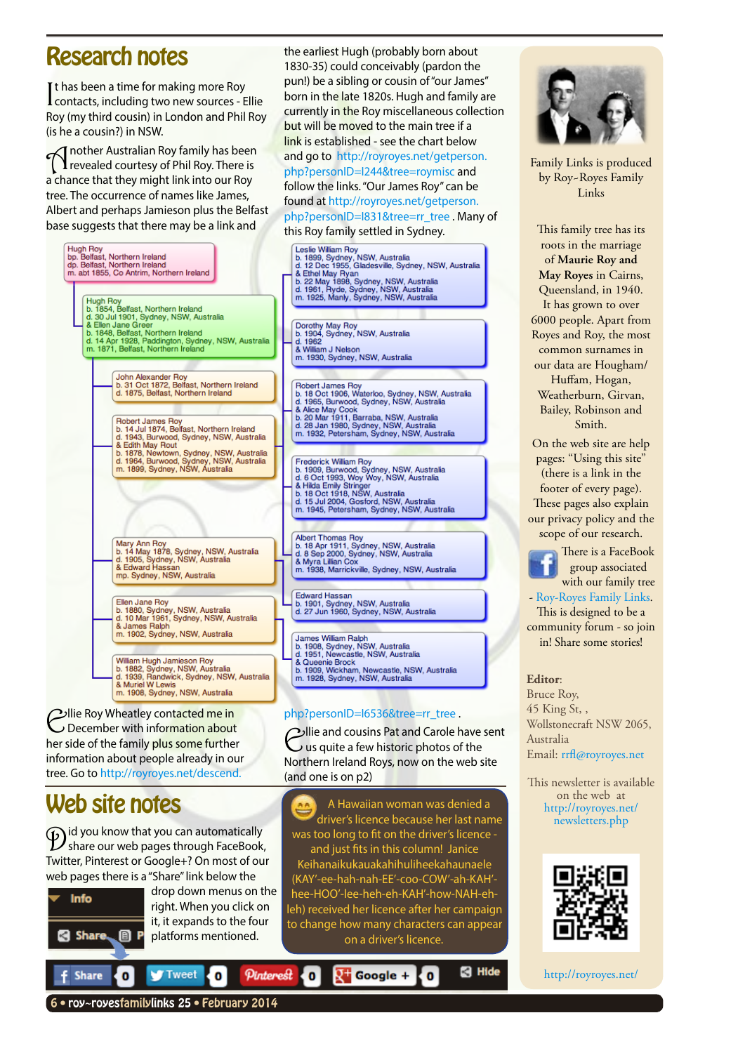# Research notes

It has been a time for making more Roy contacts, including two new sources - Ellie Roy (my third cousin) in London and Phil Roy (is he a cousin?) in NSW.

Another Australian Roy family has been revealed courtesy of Phil Roy. There is a chance that they might link into our Roy tree. The occurrence of names like James, Albert and perhaps Jamieson plus the Belfast base suggests that there may be a link and the earliest Hugh (probably born about 1830-35) could conceivably (pardon the pun!) be a sibling or cousin of "our James" born in the late 1820s. Hugh and family are currently in the Roy miscellaneous collection but will be moved to the main tree if a link is established - see the chart below and go to http://royroyes.net/getperson.php?personID=I244&tree=roymisc and follow the links. "Our James Roy" can be found at http://royroyes.net/getperson.php?personID=I831&tree=rr_tree . Many of this Roy family settled in Sydney.

Hugh Roy
bp. Belfast, Northern Ireland
dp. Belfast, Northern Ireland
m. abt 1855, Co Antrim, Northern Ireland

Hugh Roy
b. 1854, Belfast, Northern Ireland
d. 30 Jul 1901, Sydney, NSW, Australia
& Ellen Jane Greer
b. 1848, Belfast, Northern Ireland
d. 14 Apr 1928, Paddington, Sydney, NSW, Australia
m. 1871, Belfast, Northern Ireland

John Alexander Roy
b. 31 Oct 1872, Belfast, Northern Ireland
d. 1875, Belfast, Northern Ireland

Robert James Roy
b. 14 Jul 1874, Belfast, Northern Ireland
d. 1943, Burwood, Sydney, NSW, Australia
& Edith May Rout
b. 1878, Newtown, Sydney, NSW, Australia
d. 1964, Burwood, Sydney, NSW, Australia
m. 1899, Sydney, NSW, Australia

Leslie William Roy
b. 1899, Sydney, NSW, Australia
d. 12 Dec 1955, Gladesville, Sydney, NSW, Australia
& Ethel May Ryan
b. 22 May 1898, Sydney, NSW, Australia
d. 1961, Ryde, Sydney, NSW, Australia
m. 1925, Manly, Sydney, NSW, Australia

Dorothy May Roy
b. 1904, Sydney, NSW, Australia
d. 1962
& William J Nelson
m. 1930, Sydney, NSW, Australia

Robert James Roy
b. 18 Oct 1906, Waterloo, Sydney, NSW, Australia
d. 1965, Burwood, Sydney, NSW, Australia
& Alice May Cook
b. 20 Mar 1911, Barraba, NSW, Australia
d. 28 Jan 1980, Sydney, NSW, Australia
m. 1932, Petersham, Sydney, NSW, Australia

Frederick William Roy
b. 1909, Burwood, Sydney, NSW, Australia
d. 6 Oct 1993, Woy Woy, NSW, Australia
& Hilda Emily Stringer
b. 18 Oct 1918, NSW, Australia
d. 15 Jul 2004, Gosford, NSW, Australia
m. 1945, Petersham, Sydney, NSW, Australia

Albert Thomas Roy
b. 18 Apr 1911, Sydney, NSW, Australia
d. 8 Sep 2000, Sydney, NSW, Australia
& Myra Lillian Cox
m. 1938, Marrickville, Sydney, NSW, Australia

Mary Ann Roy
b. 14 May 1878, Sydney, NSW, Australia
d. 1905, Sydney, NSW, Australia
& Edward Hassan
mp. Sydney, NSW, Australia

Edward Hassan
b. 1901, Sydney, NSW, Australia
d. 27 Jun 1960, Sydney, NSW, Australia

Ellen Jane Roy
b. 1880, Sydney, NSW, Australia
d. 10 Mar 1961, Sydney, NSW, Australia
& James Ralph
m. 1902, Sydney, NSW, Australia

James William Ralph
b. 1908, Sydney, NSW, Australia
d. 1951, Newcastle, NSW, Australia
& Queenie Brock
b. 1909, Wickham, Newcastle, NSW, Australia
m. 1928, Sydney, NSW, Australia

William Hugh Jamieson Roy
b. 1882, Sydney, NSW, Australia
d. 1939, Randwick, Sydney, NSW, Australia
& Muriel W Lewis
m. 1908, Sydney, NSW, Australia

Ellie Roy Wheatley contacted me in December with information about her side of the family plus some further information about people already in our tree. Go to http://royroyes.net/descend.php?personID=I6536&tree=rr_tree .

Ellie and cousins Pat and Carole have sent us quite a few historic photos of the Northern Ireland Roys, now on the web site (and one is on p2)

# Web site notes

Did you know that you can automatically share our web pages through FaceBook, Twitter, Pinterest or Google+? On most of our web pages there is a "Share" link below the drop down menus on the right. When you click on it, it expands to the four platforms mentioned.

Info

Share

Share 0 Tweet 0 Pinterest 0 Google + 0 Hide

A Hawaiian woman was denied a driver's licence because her last name was too long to fit on the driver's licence - and just fits in this column! Janice Keihanaikukauakahihuliheekahaunaele (KAY'-ee-hah-nah-EE'-coo-COW'-ah-KAH'-hee-HOO'-lee-heh-eh-KAH'-how-NAH-eh-leh) received her licence after her campaign to change how many characters can appear on a driver's licence.

Family Links is produced by Roy~Royes Family Links

This family tree has its roots in the marriage of **Maurie Roy and May Royes** in Cairns, Queensland, in 1940. It has grown to over 6000 people. Apart from Royes and Roy, the most common surnames in our data are Hougham/Huffam, Hogan, Weatherburn, Girvan, Bailey, Robinson and Smith.

On the web site are help pages: "Using this site" (there is a link in the footer of every page). These pages also explain our privacy policy and the scope of our research.

There is a FaceBook group associated with our family tree - Roy-Royes Family Links. This is designed to be a community forum - so join in! Share some stories!

**Editor**:
Bruce Roy,
45 King St, ,
Wollstonecraft NSW 2065,
Australia
Email: rrfl@royroyes.net

This newsletter is available on the web at http://royroyes.net/newsletters.php

http://royroyes.net/